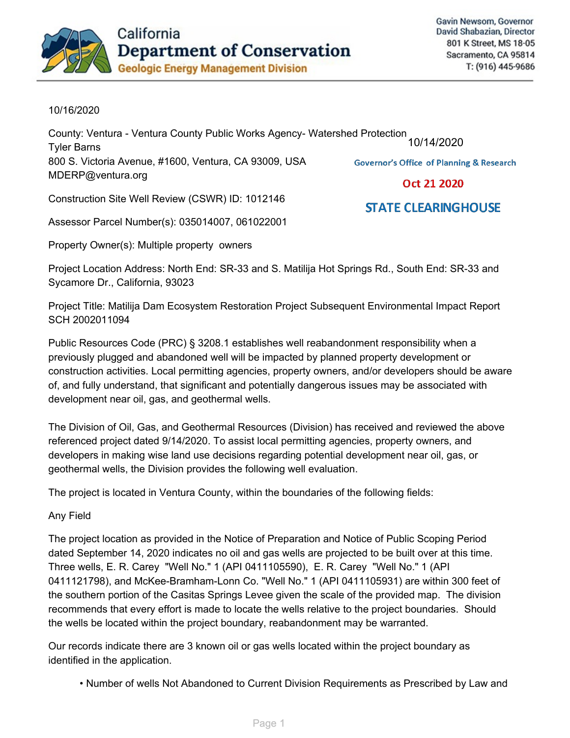California
# Department of Conservation
Geologic Energy Management Division

Gavin Newsom, Governor
David Shabazian, Director
801 K Street, MS 18-05
Sacramento, CA 95814
T: (916) 445-9686

10/16/2020

10/14/2020
Governor's Office of Planning & Research
Oct 21 2020
STATE CLEARINGHOUSE

County: Ventura - Ventura County Public Works Agency- Watershed Protection
Tyler Barns
800 S. Victoria Avenue, #1600, Ventura, CA 93009, USA
MDERP@ventura.org

Construction Site Well Review (CSWR) ID: 1012146

Assessor Parcel Number(s): 035014007, 061022001

Property Owner(s): Multiple property owners

Project Location Address: North End: SR-33 and S. Matilija Hot Springs Rd., South End: SR-33 and Sycamore Dr., California, 93023

Project Title: Matilija Dam Ecosystem Restoration Project Subsequent Environmental Impact Report SCH 2002011094

Public Resources Code (PRC) § 3208.1 establishes well reabandonment responsibility when a previously plugged and abandoned well will be impacted by planned property development or construction activities. Local permitting agencies, property owners, and/or developers should be aware of, and fully understand, that significant and potentially dangerous issues may be associated with development near oil, gas, and geothermal wells.

The Division of Oil, Gas, and Geothermal Resources (Division) has received and reviewed the above referenced project dated 9/14/2020. To assist local permitting agencies, property owners, and developers in making wise land use decisions regarding potential development near oil, gas, or geothermal wells, the Division provides the following well evaluation.

The project is located in Ventura County, within the boundaries of the following fields:

Any Field

The project location as provided in the Notice of Preparation and Notice of Public Scoping Period dated September 14, 2020 indicates no oil and gas wells are projected to be built over at this time. Three wells, E. R. Carey "Well No." 1 (API 0411105590), E. R. Carey "Well No." 1 (API 0411121798), and McKee-Bramham-Lonn Co. "Well No." 1 (API 0411105931) are within 300 feet of the southern portion of the Casitas Springs Levee given the scale of the provided map. The division recommends that every effort is made to locate the wells relative to the project boundaries. Should the wells be located within the project boundary, reabandonment may be warranted.

Our records indicate there are 3 known oil or gas wells located within the project boundary as identified in the application.

- Number of wells Not Abandoned to Current Division Requirements as Prescribed by Law and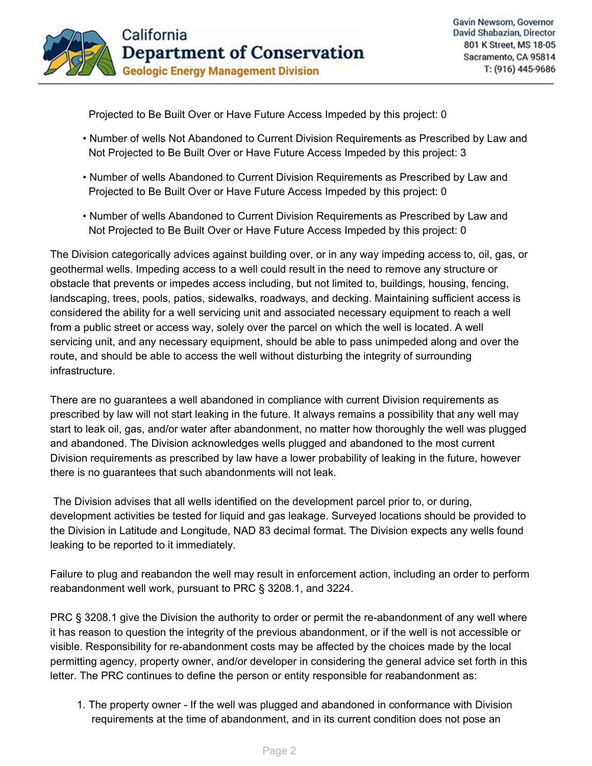Projected to Be Built Over or Have Future Access Impeded by this project: 0

- Number of wells Not Abandoned to Current Division Requirements as Prescribed by Law and Not Projected to Be Built Over or Have Future Access Impeded by this project: 3
- Number of wells Abandoned to Current Division Requirements as Prescribed by Law and Projected to Be Built Over or Have Future Access Impeded by this project: 0
- Number of wells Abandoned to Current Division Requirements as Prescribed by Law and Not Projected to Be Built Over or Have Future Access Impeded by this project: 0

The Division categorically advices against building over, or in any way impeding access to, oil, gas, or geothermal wells. Impeding access to a well could result in the need to remove any structure or obstacle that prevents or impedes access including, but not limited to, buildings, housing, fencing, landscaping, trees, pools, patios, sidewalks, roadways, and decking. Maintaining sufficient access is considered the ability for a well servicing unit and associated necessary equipment to reach a well from a public street or access way, solely over the parcel on which the well is located. A well servicing unit, and any necessary equipment, should be able to pass unimpeded along and over the route, and should be able to access the well without disturbing the integrity of surrounding infrastructure.

There are no guarantees a well abandoned in compliance with current Division requirements as prescribed by law will not start leaking in the future. It always remains a possibility that any well may start to leak oil, gas, and/or water after abandonment, no matter how thoroughly the well was plugged and abandoned. The Division acknowledges wells plugged and abandoned to the most current Division requirements as prescribed by law have a lower probability of leaking in the future, however there is no guarantees that such abandonments will not leak.

The Division advises that all wells identified on the development parcel prior to, or during, development activities be tested for liquid and gas leakage. Surveyed locations should be provided to the Division in Latitude and Longitude, NAD 83 decimal format. The Division expects any wells found leaking to be reported to it immediately.

Failure to plug and reabandon the well may result in enforcement action, including an order to perform reabandonment well work, pursuant to PRC § 3208.1, and 3224.

PRC § 3208.1 give the Division the authority to order or permit the re-abandonment of any well where it has reason to question the integrity of the previous abandonment, or if the well is not accessible or visible. Responsibility for re-abandonment costs may be affected by the choices made by the local permitting agency, property owner, and/or developer in considering the general advice set forth in this letter. The PRC continues to define the person or entity responsible for reabandonment as:

1. The property owner - If the well was plugged and abandoned in conformance with Division requirements at the time of abandonment, and in its current condition does not pose an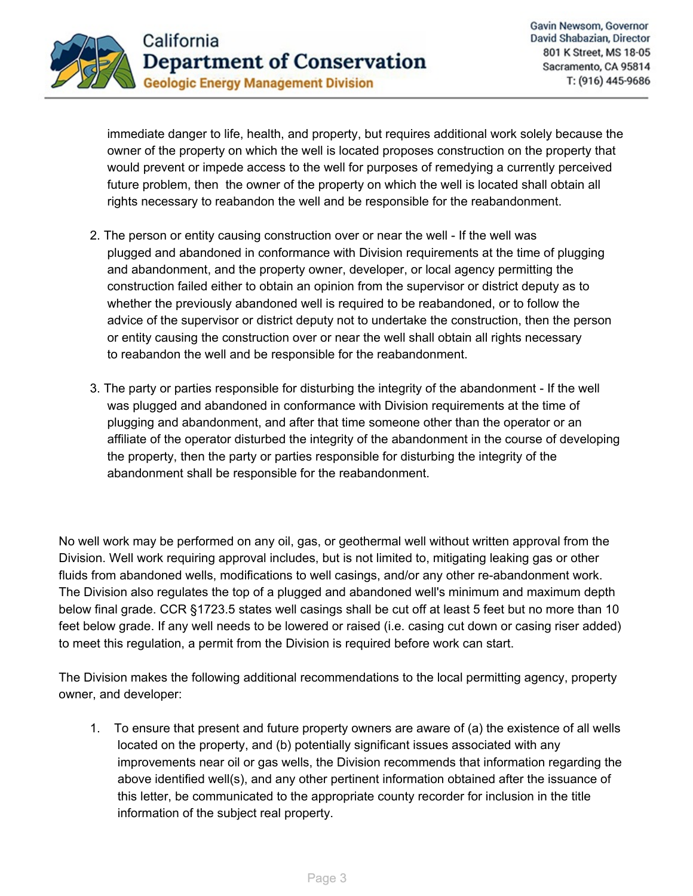immediate danger to life, health, and property, but requires additional work solely because the owner of the property on which the well is located proposes construction on the property that would prevent or impede access to the well for purposes of remedying a currently perceived future problem, then the owner of the property on which the well is located shall obtain all rights necessary to reabandon the well and be responsible for the reabandonment.

2. The person or entity causing construction over or near the well - If the well was plugged and abandoned in conformance with Division requirements at the time of plugging and abandonment, and the property owner, developer, or local agency permitting the construction failed either to obtain an opinion from the supervisor or district deputy as to whether the previously abandoned well is required to be reabandoned, or to follow the advice of the supervisor or district deputy not to undertake the construction, then the person or entity causing the construction over or near the well shall obtain all rights necessary to reabandon the well and be responsible for the reabandonment.

3. The party or parties responsible for disturbing the integrity of the abandonment - If the well was plugged and abandoned in conformance with Division requirements at the time of plugging and abandonment, and after that time someone other than the operator or an affiliate of the operator disturbed the integrity of the abandonment in the course of developing the property, then the party or parties responsible for disturbing the integrity of the abandonment shall be responsible for the reabandonment.

No well work may be performed on any oil, gas, or geothermal well without written approval from the Division. Well work requiring approval includes, but is not limited to, mitigating leaking gas or other fluids from abandoned wells, modifications to well casings, and/or any other re-abandonment work. The Division also regulates the top of a plugged and abandoned well's minimum and maximum depth below final grade. CCR §1723.5 states well casings shall be cut off at least 5 feet but no more than 10 feet below grade. If any well needs to be lowered or raised (i.e. casing cut down or casing riser added) to meet this regulation, a permit from the Division is required before work can start.

The Division makes the following additional recommendations to the local permitting agency, property owner, and developer:

1. To ensure that present and future property owners are aware of (a) the existence of all wells located on the property, and (b) potentially significant issues associated with any improvements near oil or gas wells, the Division recommends that information regarding the above identified well(s), and any other pertinent information obtained after the issuance of this letter, be communicated to the appropriate county recorder for inclusion in the title information of the subject real property.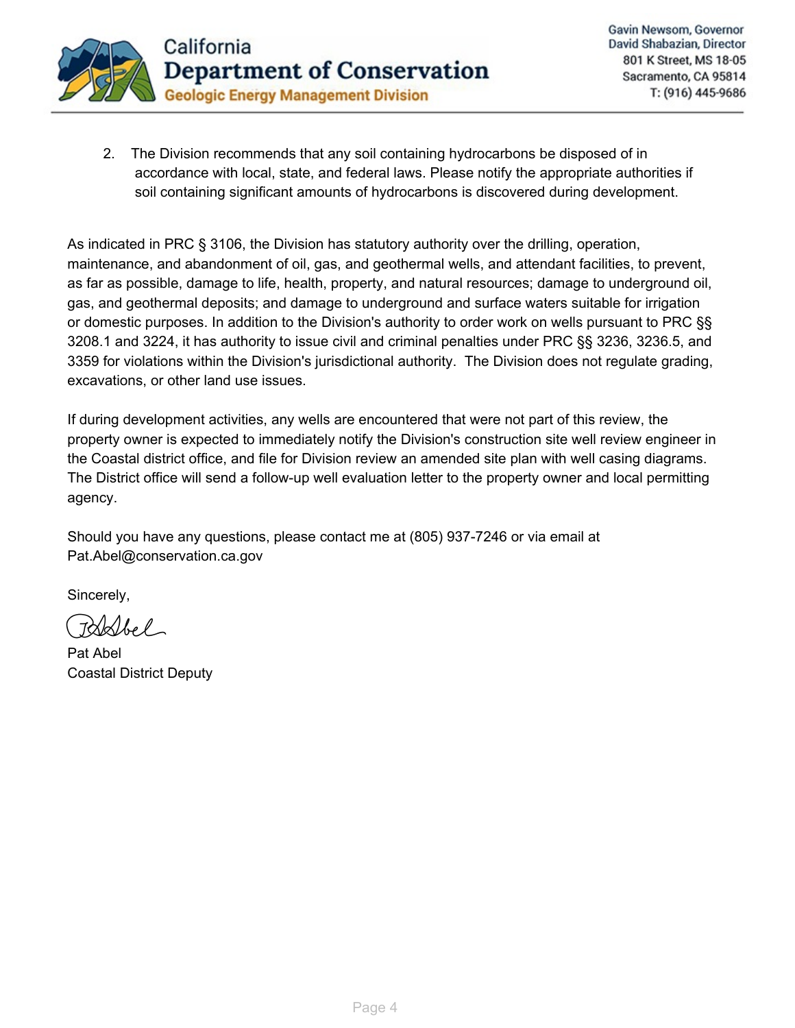2. The Division recommends that any soil containing hydrocarbons be disposed of in accordance with local, state, and federal laws. Please notify the appropriate authorities if soil containing significant amounts of hydrocarbons is discovered during development.

As indicated in PRC § 3106, the Division has statutory authority over the drilling, operation, maintenance, and abandonment of oil, gas, and geothermal wells, and attendant facilities, to prevent, as far as possible, damage to life, health, property, and natural resources; damage to underground oil, gas, and geothermal deposits; and damage to underground and surface waters suitable for irrigation or domestic purposes. In addition to the Division's authority to order work on wells pursuant to PRC §§ 3208.1 and 3224, it has authority to issue civil and criminal penalties under PRC §§ 3236, 3236.5, and 3359 for violations within the Division's jurisdictional authority. The Division does not regulate grading, excavations, or other land use issues.

If during development activities, any wells are encountered that were not part of this review, the property owner is expected to immediately notify the Division's construction site well review engineer in the Coastal district office, and file for Division review an amended site plan with well casing diagrams. The District office will send a follow-up well evaluation letter to the property owner and local permitting agency.

Should you have any questions, please contact me at (805) 937-7246 or via email at Pat.Abel@conservation.ca.gov

Sincerely,

Pat Abel
Coastal District Deputy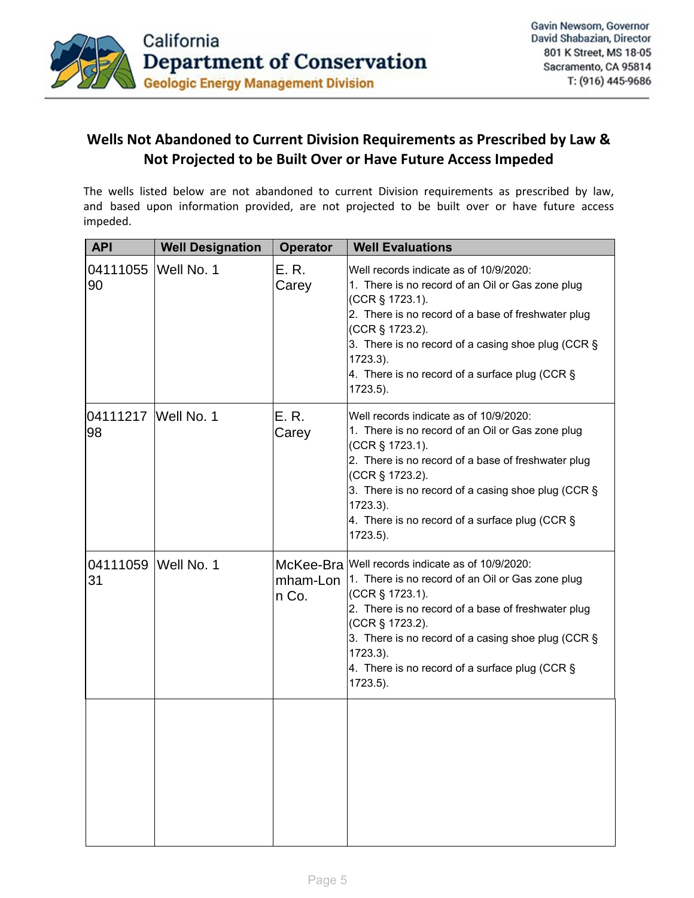## Wells Not Abandoned to Current Division Requirements as Prescribed by Law & Not Projected to be Built Over or Have Future Access Impeded

The wells listed below are not abandoned to current Division requirements as prescribed by law, and based upon information provided, are not projected to be built over or have future access impeded.

| API | Well Designation | Operator | Well Evaluations |
|---|---|---|---|
| 0411105590 | Well No. 1 | E. R. Carey | Well records indicate as of 10/9/2020:<br>1. There is no record of an Oil or Gas zone plug (CCR § 1723.1).<br>2. There is no record of a base of freshwater plug (CCR § 1723.2).<br>3. There is no record of a casing shoe plug (CCR § 1723.3).<br>4. There is no record of a surface plug (CCR § 1723.5). |
| 0411121798 | Well No. 1 | E. R. Carey | Well records indicate as of 10/9/2020:<br>1. There is no record of an Oil or Gas zone plug (CCR § 1723.1).<br>2. There is no record of a base of freshwater plug (CCR § 1723.2).<br>3. There is no record of a casing shoe plug (CCR § 1723.3).<br>4. There is no record of a surface plug (CCR § 1723.5). |
| 0411105931 | Well No. 1 | McKee-Brabham-Lonn Co. | Well records indicate as of 10/9/2020:<br>1. There is no record of an Oil or Gas zone plug (CCR § 1723.1).<br>2. There is no record of a base of freshwater plug (CCR § 1723.2).<br>3. There is no record of a casing shoe plug (CCR § 1723.3).<br>4. There is no record of a surface plug (CCR § 1723.5). |
| | | | |